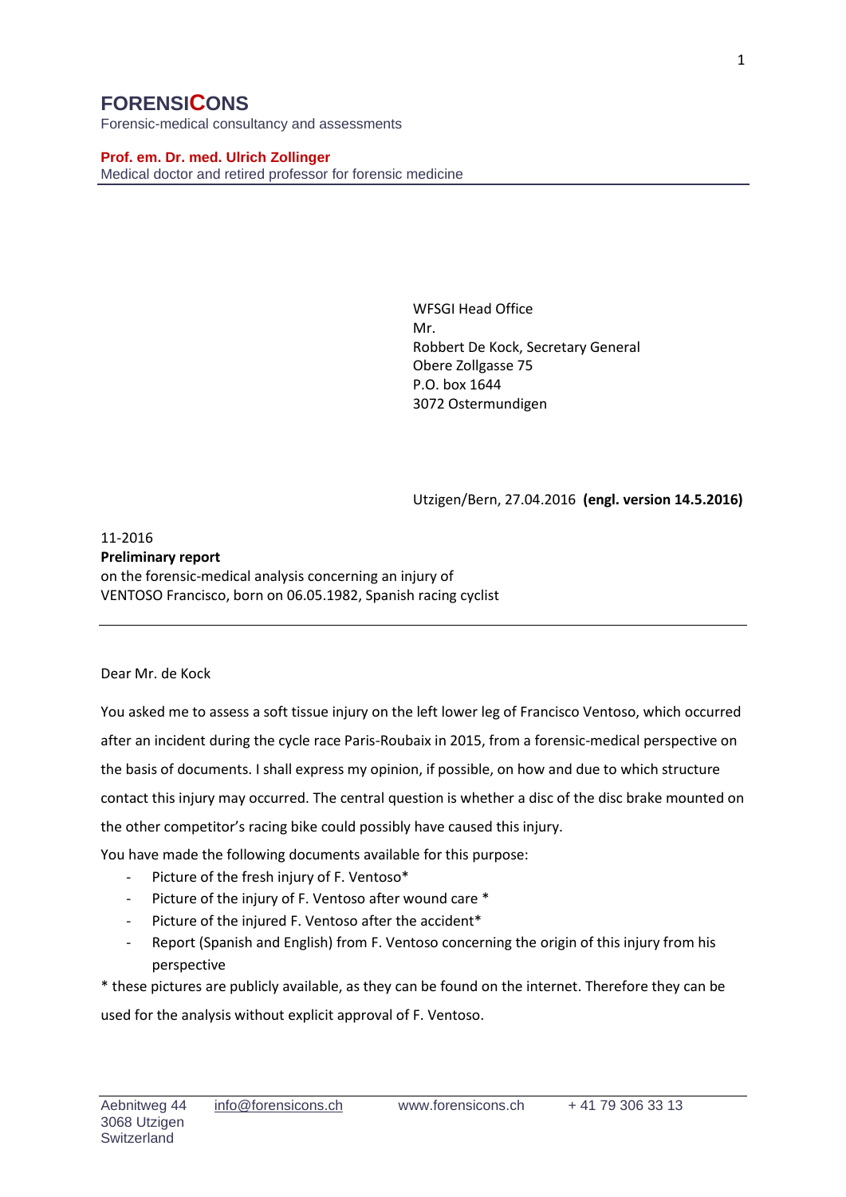# FORENSICONS

Forensic-medical consultancy and assessments

**Prof. em. Dr. med. Ulrich Zollinger**
Medical doctor and retired professor for forensic medicine

WFSGI Head Office
Mr.
Robbert De Kock, Secretary General
Obere Zollgasse 75
P.O. box 1644
3072 Ostermundigen

Utzigen/Bern, 27.04.2016 **(engl. version 14.5.2016)**

11-2016
**Preliminary report**
on the forensic-medical analysis concerning an injury of
VENTOSO Francisco, born on 06.05.1982, Spanish racing cyclist

---

Dear Mr. de Kock

You asked me to assess a soft tissue injury on the left lower leg of Francisco Ventoso, which occurred after an incident during the cycle race Paris-Roubaix in 2015, from a forensic-medical perspective on the basis of documents. I shall express my opinion, if possible, on how and due to which structure contact this injury may occurred. The central question is whether a disc of the disc brake mounted on the other competitor's racing bike could possibly have caused this injury.

You have made the following documents available for this purpose:

- Picture of the fresh injury of F. Ventoso*
- Picture of the injury of F. Ventoso after wound care *
- Picture of the injured F. Ventoso after the accident*
- Report (Spanish and English) from F. Ventoso concerning the origin of this injury from his perspective

\* these pictures are publicly available, as they can be found on the internet. Therefore they can be used for the analysis without explicit approval of F. Ventoso.

Aebnitweg 44
3068 Utzigen
Switzerland
info@forensicons.ch
www.forensicons.ch
+ 41 79 306 33 13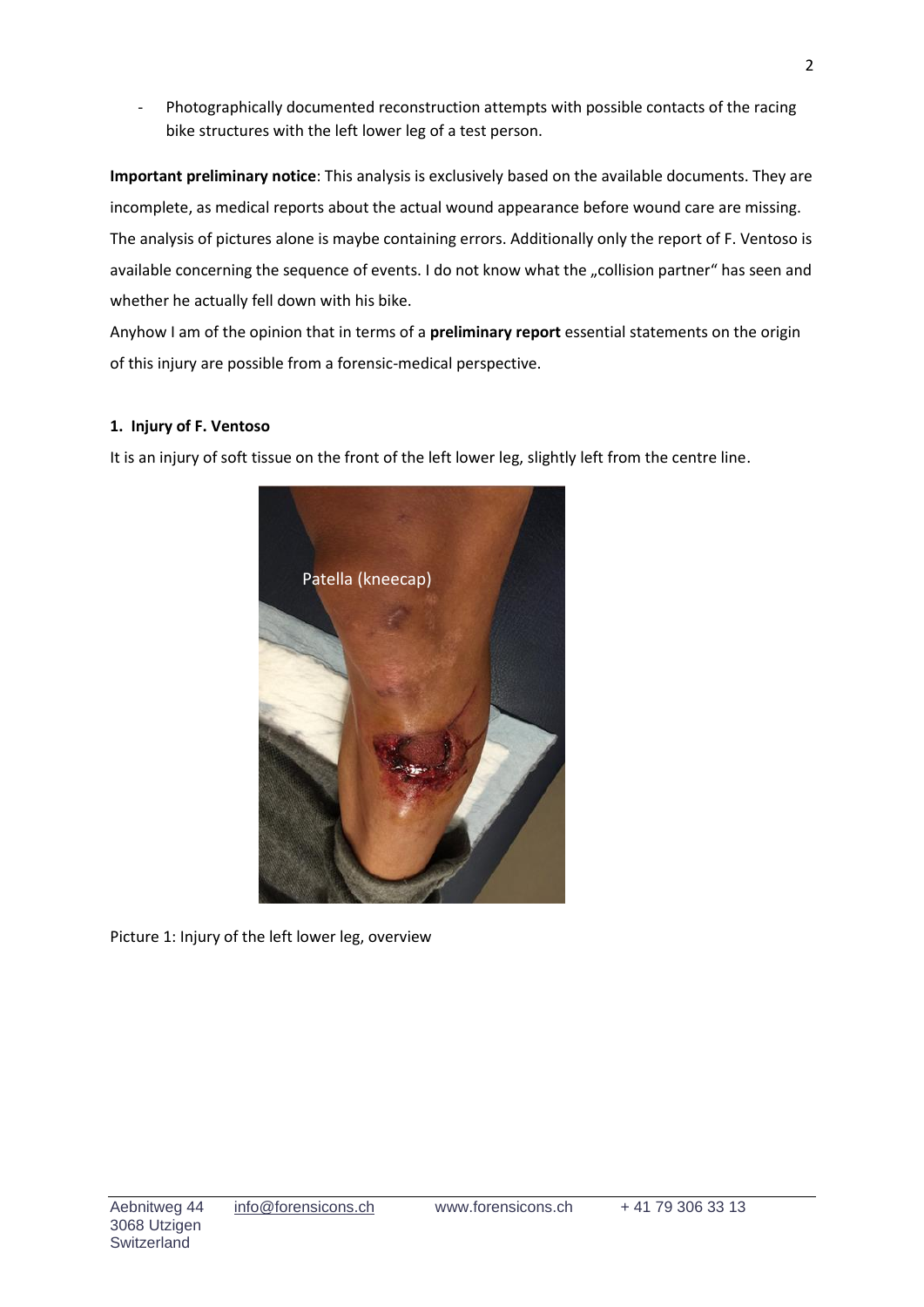- Photographically documented reconstruction attempts with possible contacts of the racing bike structures with the left lower leg of a test person.

**Important preliminary notice**: This analysis is exclusively based on the available documents. They are incomplete, as medical reports about the actual wound appearance before wound care are missing. The analysis of pictures alone is maybe containing errors. Additionally only the report of F. Ventoso is available concerning the sequence of events. I do not know what the „collision partner" has seen and whether he actually fell down with his bike.

Anyhow I am of the opinion that in terms of a **preliminary report** essential statements on the origin of this injury are possible from a forensic-medical perspective.

**1. Injury of F. Ventoso**

It is an injury of soft tissue on the front of the left lower leg, slightly left from the centre line.

Picture 1: Injury of the left lower leg, overview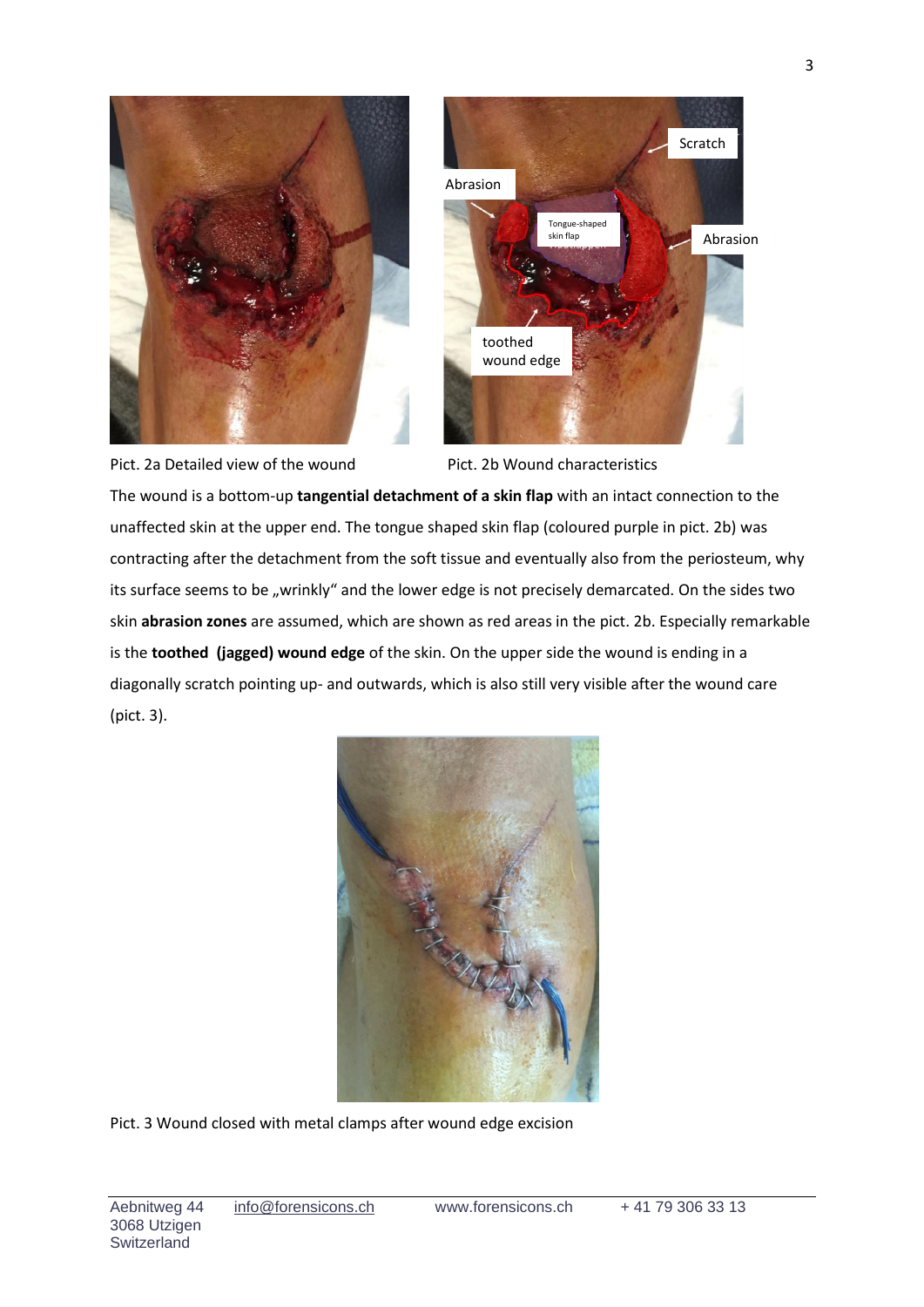Pict. 2a Detailed view of the wound

Pict. 2b Wound characteristics

The wound is a bottom-up **tangential detachment of a skin flap** with an intact connection to the unaffected skin at the upper end. The tongue shaped skin flap (coloured purple in pict. 2b) was contracting after the detachment from the soft tissue and eventually also from the periosteum, why its surface seems to be „wrinkly" and the lower edge is not precisely demarcated. On the sides two skin **abrasion zones** are assumed, which are shown as red areas in the pict. 2b. Especially remarkable is the **toothed (jagged) wound edge** of the skin. On the upper side the wound is ending in a diagonally scratch pointing up- and outwards, which is also still very visible after the wound care (pict. 3).

Pict. 3 Wound closed with metal clamps after wound edge excision

Aebnitweg 44
3068 Utzigen
Switzerland

info@forensicons.ch

www.forensicons.ch

+ 41 79 306 33 13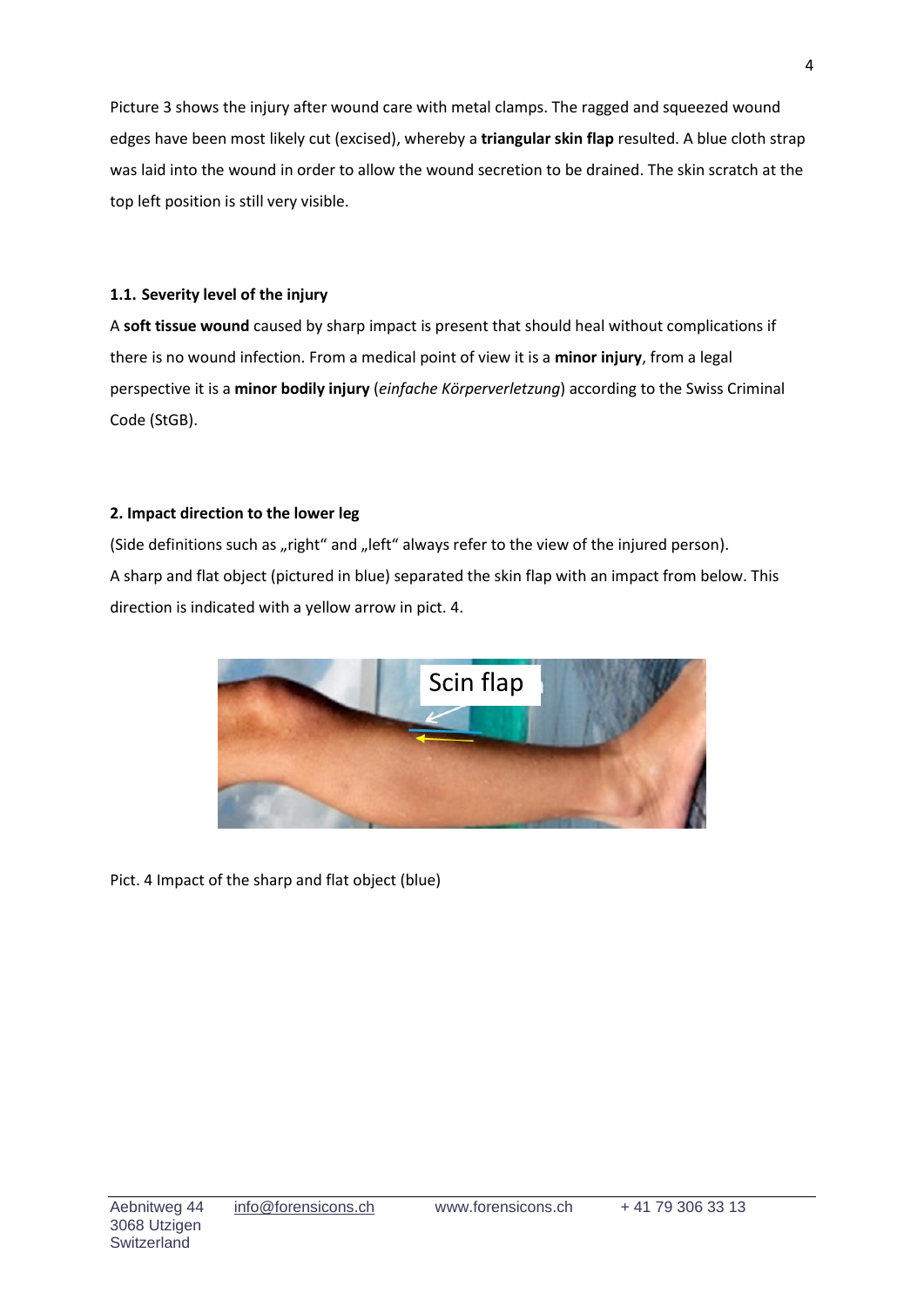Picture 3 shows the injury after wound care with metal clamps. The ragged and squeezed wound edges have been most likely cut (excised), whereby a **triangular skin flap** resulted. A blue cloth strap was laid into the wound in order to allow the wound secretion to be drained. The skin scratch at the top left position is still very visible.

### 1.1. Severity level of the injury

A **soft tissue wound** caused by sharp impact is present that should heal without complications if there is no wound infection. From a medical point of view it is a **minor injury**, from a legal perspective it is a **minor bodily injury** (*einfache Körperverletzung*) according to the Swiss Criminal Code (StGB).

## 2. Impact direction to the lower leg

(Side definitions such as „right" and „left" always refer to the view of the injured person).
A sharp and flat object (pictured in blue) separated the skin flap with an impact from below. This direction is indicated with a yellow arrow in pict. 4.

Pict. 4 Impact of the sharp and flat object (blue)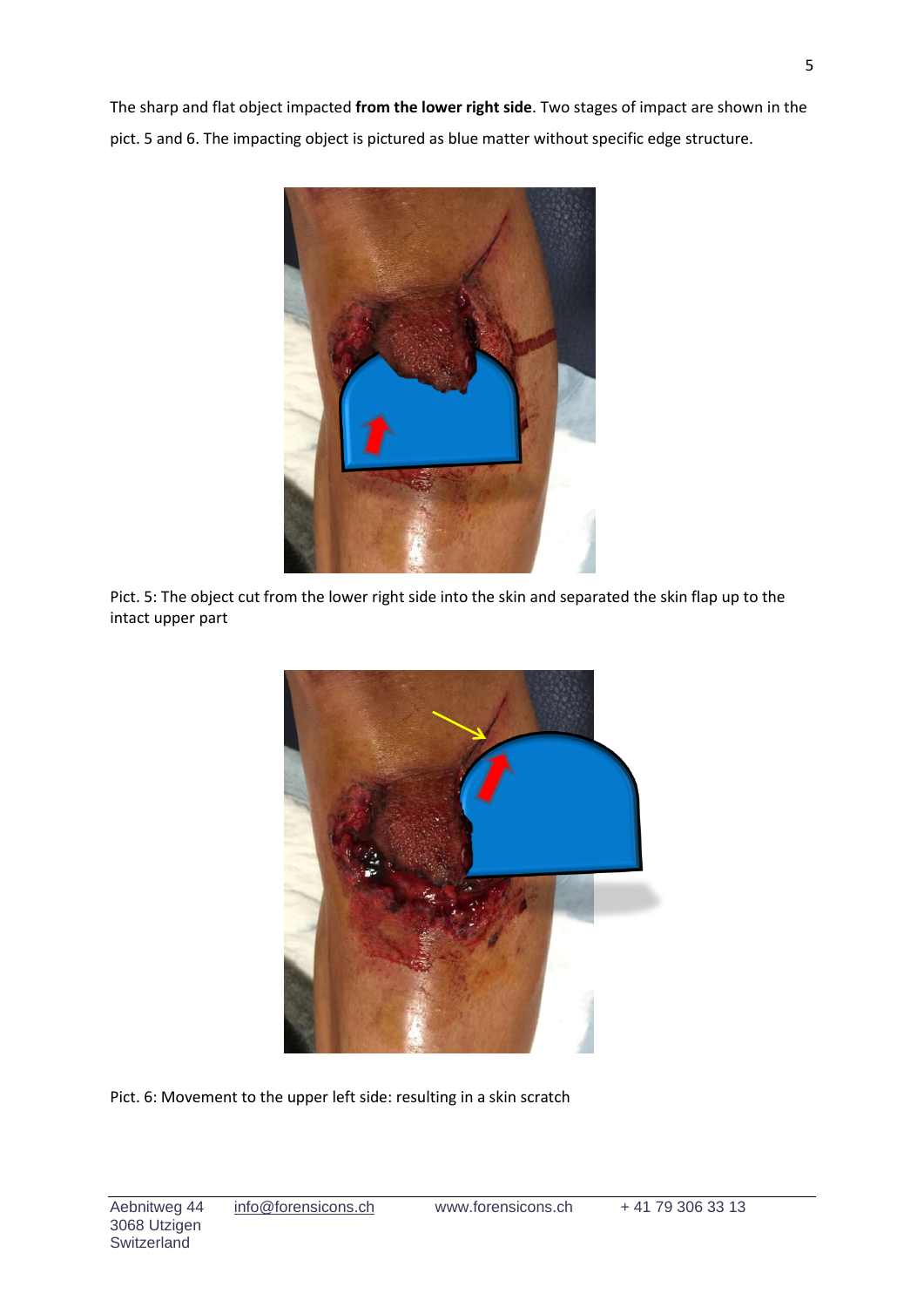The sharp and flat object impacted **from the lower right side**. Two stages of impact are shown in the pict. 5 and 6. The impacting object is pictured as blue matter without specific edge structure.

Pict. 5: The object cut from the lower right side into the skin and separated the skin flap up to the intact upper part

Pict. 6: Movement to the upper left side: resulting in a skin scratch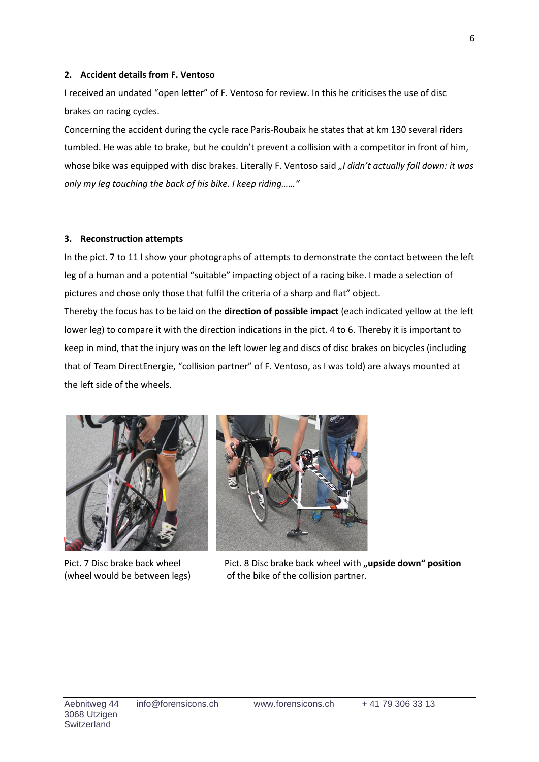## 2. Accident details from F. Ventoso

I received an undated "open letter" of F. Ventoso for review. In this he criticises the use of disc brakes on racing cycles.

Concerning the accident during the cycle race Paris-Roubaix he states that at km 130 several riders tumbled. He was able to brake, but he couldn't prevent a collision with a competitor in front of him, whose bike was equipped with disc brakes. Literally F. Ventoso said *„I didn't actually fall down: it was only my leg touching the back of his bike. I keep riding……"*

## 3. Reconstruction attempts

In the pict. 7 to 11 I show your photographs of attempts to demonstrate the contact between the left leg of a human and a potential "suitable" impacting object of a racing bike. I made a selection of pictures and chose only those that fulfil the criteria of a sharp and flat" object.

Thereby the focus has to be laid on the **direction of possible impact** (each indicated yellow at the left lower leg) to compare it with the direction indications in the pict. 4 to 6. Thereby it is important to keep in mind, that the injury was on the left lower leg and discs of disc brakes on bicycles (including that of Team DirectEnergie, "collision partner" of F. Ventoso, as I was told) are always mounted at the left side of the wheels.

Pict. 7 Disc brake back wheel (wheel would be between legs)

Pict. 8 Disc brake back wheel with **„upside down" position** of the bike of the collision partner.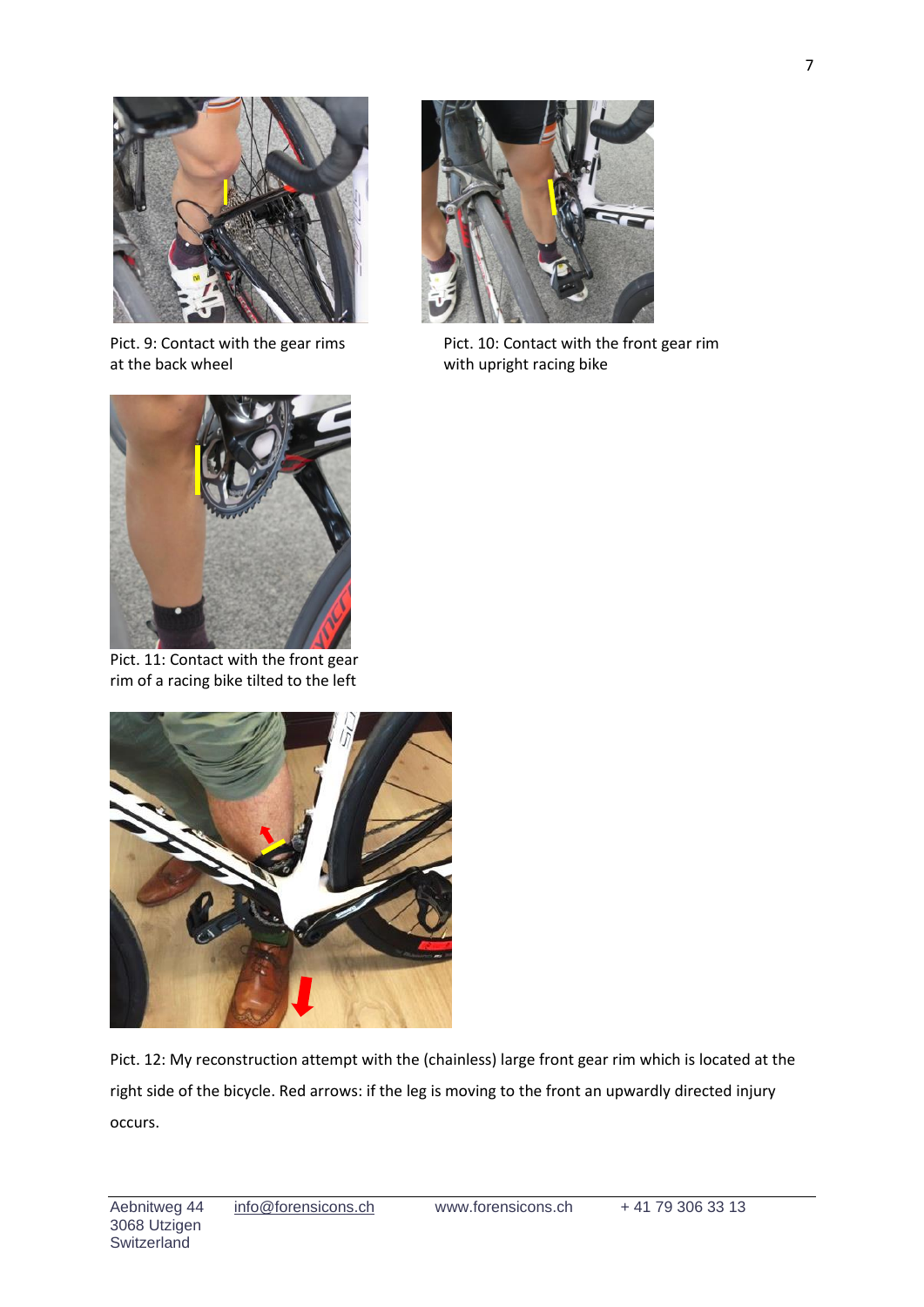Pict. 9: Contact with the gear rims at the back wheel

Pict. 10: Contact with the front gear rim with upright racing bike

Pict. 11: Contact with the front gear rim of a racing bike tilted to the left

Pict. 12: My reconstruction attempt with the (chainless) large front gear rim which is located at the right side of the bicycle. Red arrows: if the leg is moving to the front an upwardly directed injury occurs.

Aebnitweg 44
3068 Utzigen
Switzerland

info@forensicons.ch

www.forensicons.ch

+ 41 79 306 33 13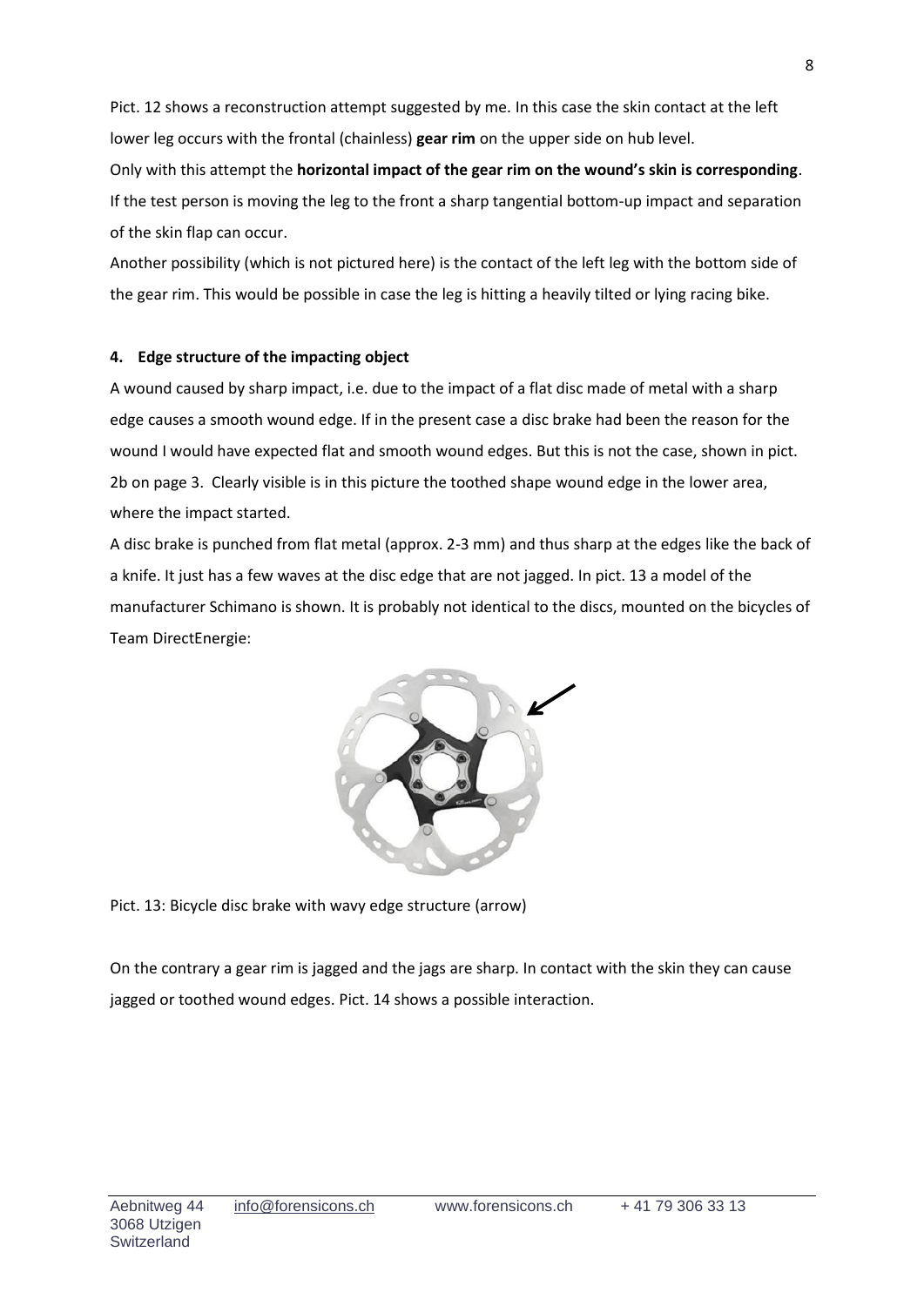Pict. 12 shows a reconstruction attempt suggested by me. In this case the skin contact at the left lower leg occurs with the frontal (chainless) **gear rim** on the upper side on hub level.

Only with this attempt the **horizontal impact of the gear rim on the wound's skin is corresponding**. If the test person is moving the leg to the front a sharp tangential bottom-up impact and separation of the skin flap can occur.

Another possibility (which is not pictured here) is the contact of the left leg with the bottom side of the gear rim. This would be possible in case the leg is hitting a heavily tilted or lying racing bike.

#### 4. Edge structure of the impacting object

A wound caused by sharp impact, i.e. due to the impact of a flat disc made of metal with a sharp edge causes a smooth wound edge. If in the present case a disc brake had been the reason for the wound I would have expected flat and smooth wound edges. But this is not the case, shown in pict. 2b on page 3. Clearly visible is in this picture the toothed shape wound edge in the lower area, where the impact started.

A disc brake is punched from flat metal (approx. 2-3 mm) and thus sharp at the edges like the back of a knife. It just has a few waves at the disc edge that are not jagged. In pict. 13 a model of the manufacturer Schimano is shown. It is probably not identical to the discs, mounted on the bicycles of Team DirectEnergie:

Pict. 13: Bicycle disc brake with wavy edge structure (arrow)

On the contrary a gear rim is jagged and the jags are sharp. In contact with the skin they can cause jagged or toothed wound edges. Pict. 14 shows a possible interaction.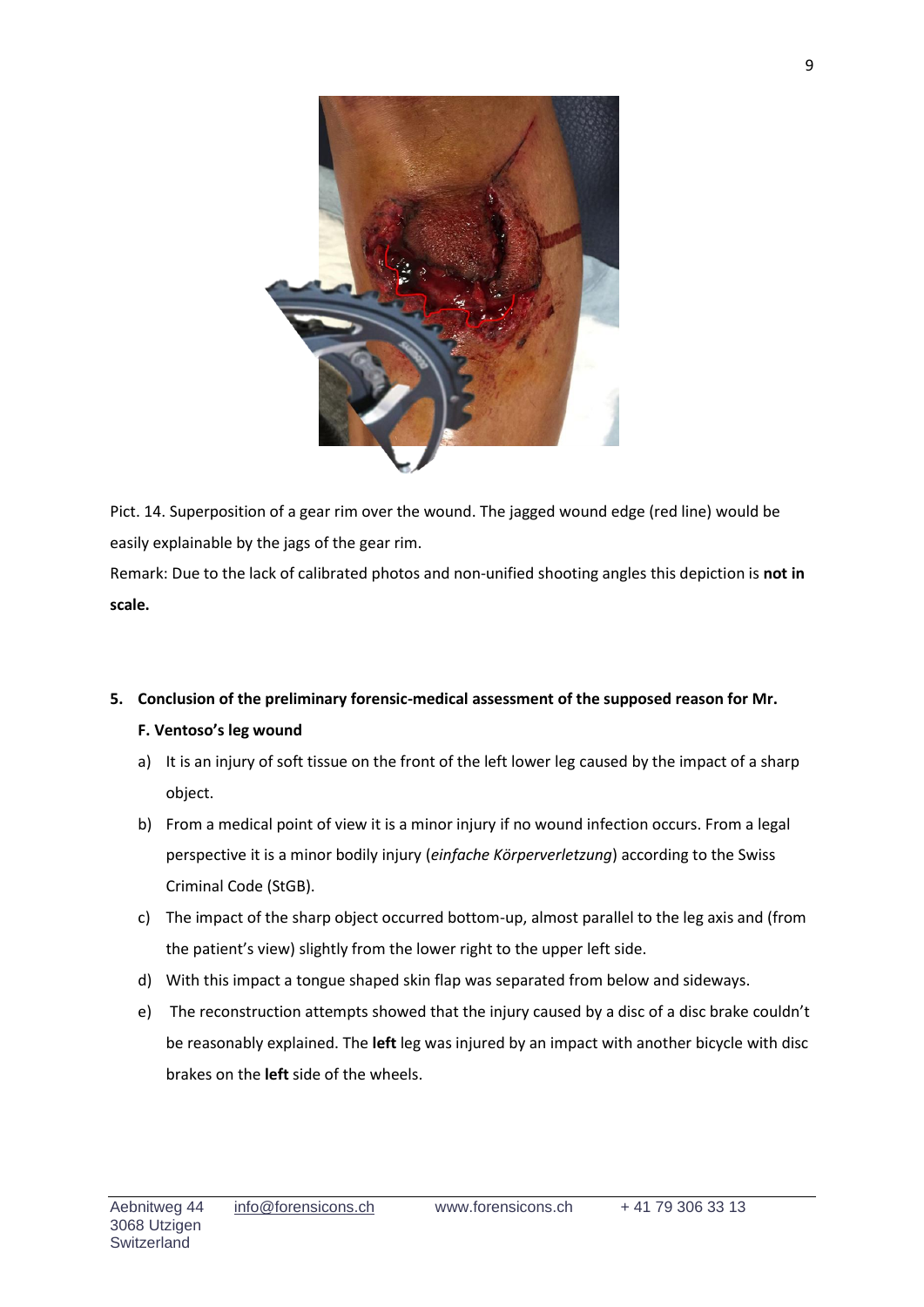Pict. 14. Superposition of a gear rim over the wound. The jagged wound edge (red line) would be easily explainable by the jags of the gear rim.

Remark: Due to the lack of calibrated photos and non-unified shooting angles this depiction is **not in scale.**

## 5. Conclusion of the preliminary forensic-medical assessment of the supposed reason for Mr. F. Ventoso's leg wound

a) It is an injury of soft tissue on the front of the left lower leg caused by the impact of a sharp object.

b) From a medical point of view it is a minor injury if no wound infection occurs. From a legal perspective it is a minor bodily injury (*einfache Körperverletzung*) according to the Swiss Criminal Code (StGB).

c) The impact of the sharp object occurred bottom-up, almost parallel to the leg axis and (from the patient's view) slightly from the lower right to the upper left side.

d) With this impact a tongue shaped skin flap was separated from below and sideways.

e) The reconstruction attempts showed that the injury caused by a disc of a disc brake couldn't be reasonably explained. The **left** leg was injured by an impact with another bicycle with disc brakes on the **left** side of the wheels.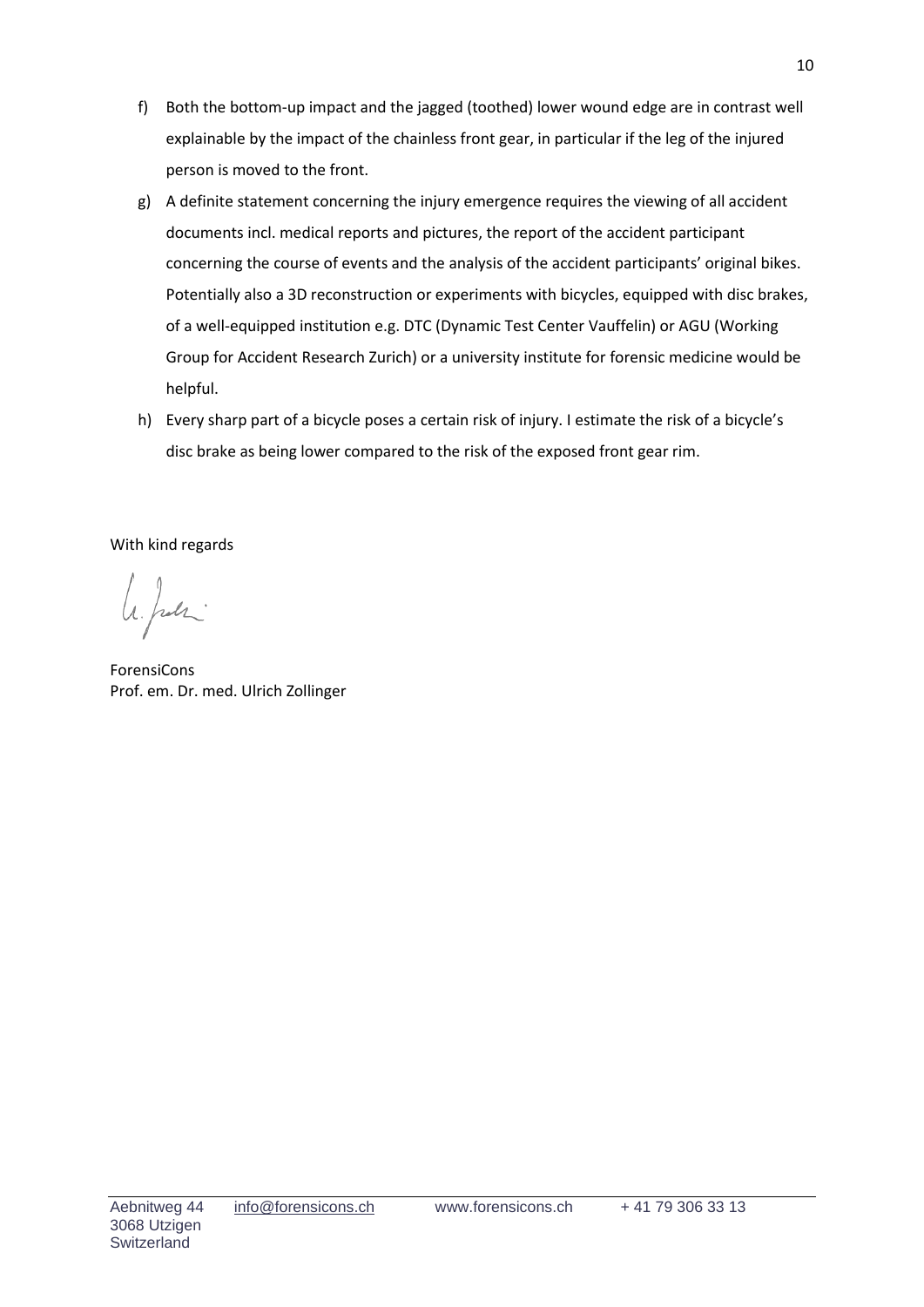f) Both the bottom-up impact and the jagged (toothed) lower wound edge are in contrast well explainable by the impact of the chainless front gear, in particular if the leg of the injured person is moved to the front.

g) A definite statement concerning the injury emergence requires the viewing of all accident documents incl. medical reports and pictures, the report of the accident participant concerning the course of events and the analysis of the accident participants' original bikes. Potentially also a 3D reconstruction or experiments with bicycles, equipped with disc brakes, of a well-equipped institution e.g. DTC (Dynamic Test Center Vauffelin) or AGU (Working Group for Accident Research Zurich) or a university institute for forensic medicine would be helpful.

h) Every sharp part of a bicycle poses a certain risk of injury. I estimate the risk of a bicycle's disc brake as being lower compared to the risk of the exposed front gear rim.

With kind regards

ForensiCons
Prof. em. Dr. med. Ulrich Zollinger